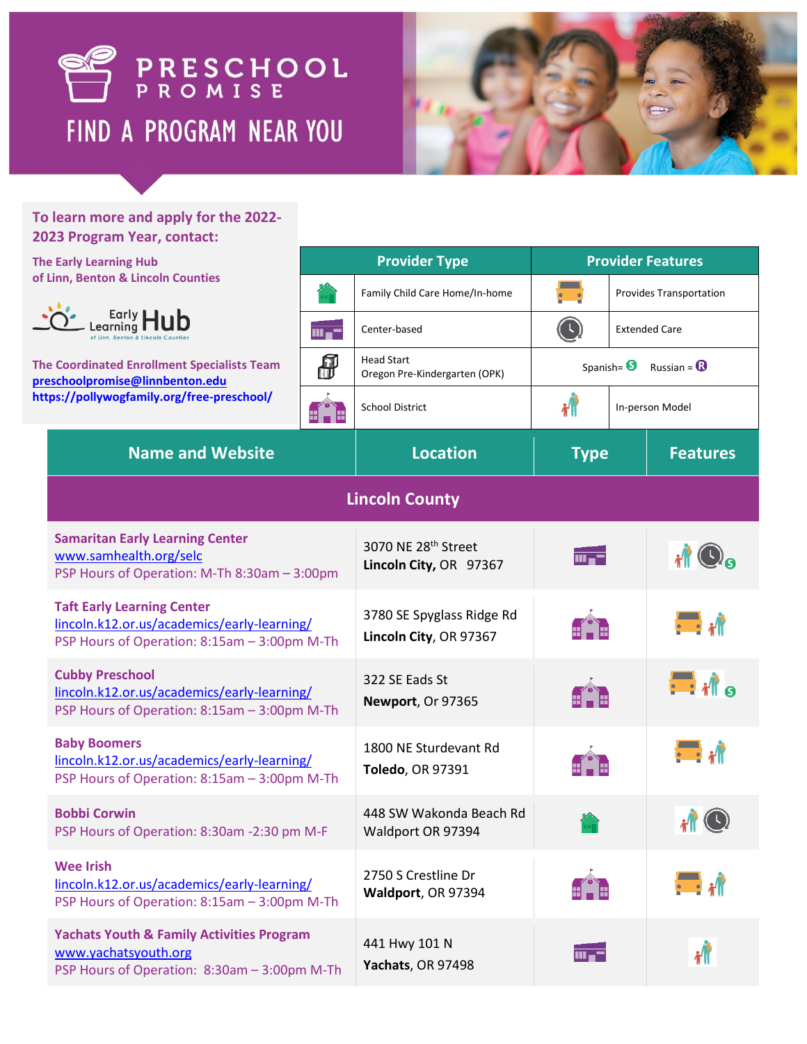# PRESCHOOL PROMISE

## FIND A PROGRAM NEAR YOU

**To learn more and apply for the 2022-2023 Program Year, contact:**

**The Early Learning Hub of Linn, Benton & Lincoln Counties**

Early Learning Hub of Linn, Benton & Lincoln Counties

**The Coordinated Enrollment Specialists Team**
preschoolpromise@linnbenton.edu
https://pollywogfamily.org/free-preschool/

| Provider Type | | Provider Features | |
|---|---|---|---|
| (house icon) | Family Child Care Home/In-home | (bus icon) | Provides Transportation |
| (building icon) | Center-based | (clock icon) | Extended Care |
| (blocks icon) | Head Start<br>Oregon Pre-Kindergarten (OPK) | Spanish= S | Russian = R |
| (school icon) | School District | (people icon) | In-person Model |

| Name and Website | Location | Type | Features |
|---|---|---|---|
| **Lincoln County** | | | |
| **Samaritan Early Learning Center**<br>www.samhealth.org/selc<br>PSP Hours of Operation: M-Th 8:30am – 3:00pm | 3070 NE 28th Street<br>**Lincoln City,** OR 97367 | Center-based | In-person Model, Extended Care, Spanish |
| **Taft Early Learning Center**<br>lincoln.k12.or.us/academics/early-learning/<br>PSP Hours of Operation: 8:15am – 3:00pm M-Th | 3780 SE Spyglass Ridge Rd<br>**Lincoln City**, OR 97367 | School District | Provides Transportation, In-person Model |
| **Cubby Preschool**<br>lincoln.k12.or.us/academics/early-learning/<br>PSP Hours of Operation: 8:15am – 3:00pm M-Th | 322 SE Eads St<br>**Newport**, Or 97365 | School District | Provides Transportation, In-person Model, Spanish |
| **Baby Boomers**<br>lincoln.k12.or.us/academics/early-learning/<br>PSP Hours of Operation: 8:15am – 3:00pm M-Th | 1800 NE Sturdevant Rd<br>**Toledo**, OR 97391 | School District | Provides Transportation, In-person Model |
| **Bobbi Corwin**<br>PSP Hours of Operation: 8:30am -2:30 pm M-F | 448 SW Wakonda Beach Rd<br>Waldport OR 97394 | Family Child Care Home/In-home | In-person Model, Extended Care |
| **Wee Irish**<br>lincoln.k12.or.us/academics/early-learning/<br>PSP Hours of Operation: 8:15am – 3:00pm M-Th | 2750 S Crestline Dr<br>**Waldport**, OR 97394 | School District | Provides Transportation, In-person Model |
| **Yachats Youth & Family Activities Program**<br>www.yachatsyouth.org<br>PSP Hours of Operation: 8:30am – 3:00pm M-Th | 441 Hwy 101 N<br>**Yachats**, OR 97498 | Center-based | In-person Model |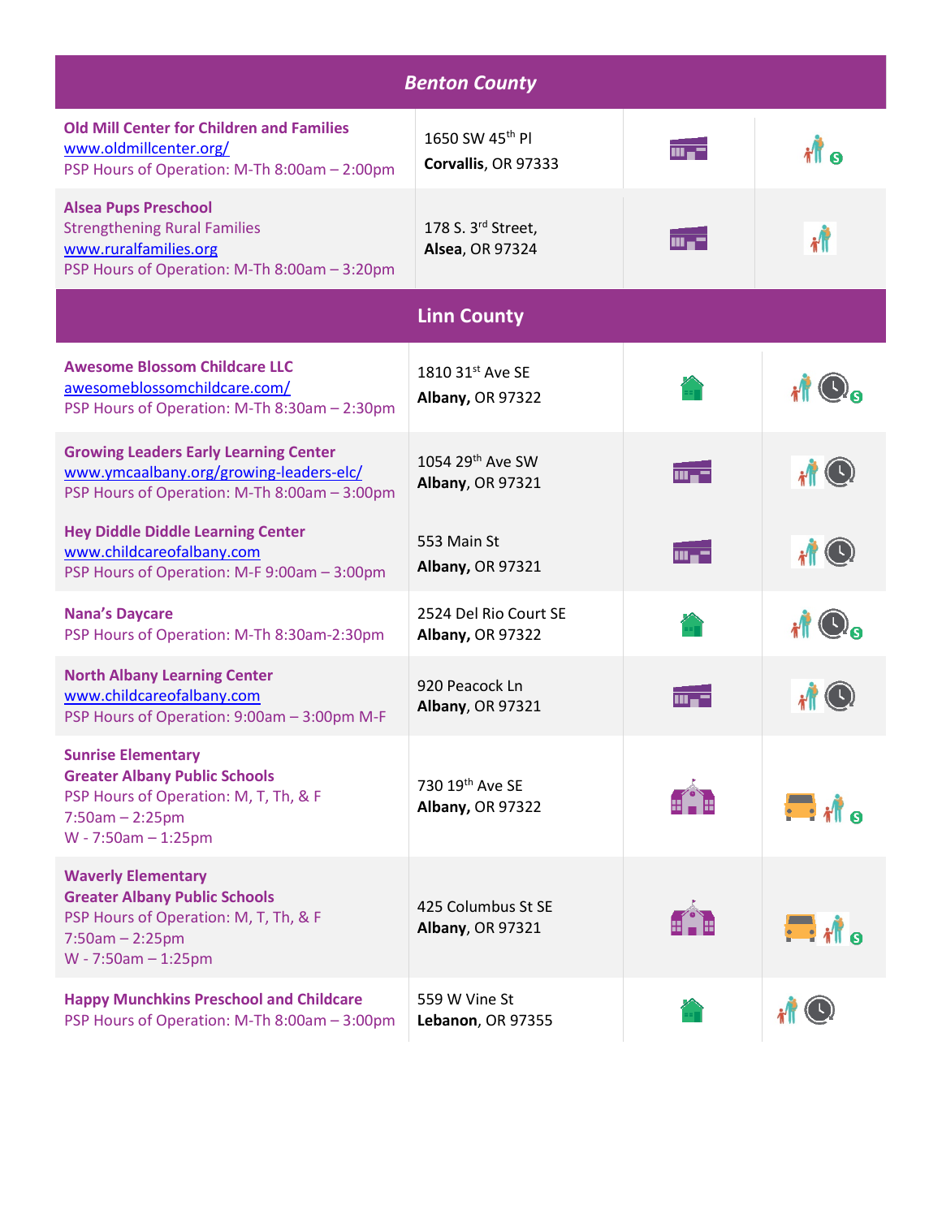| Benton County | | | |
|---|---|---|---|
| **Old Mill Center for Children and Families**<br>www.oldmillcenter.org/<br>PSP Hours of Operation: M-Th 8:00am – 2:00pm | 1650 SW 45th Pl<br>**Corvallis**, OR 97333 | | |
| **Alsea Pups Preschool**<br>Strengthening Rural Families<br>www.ruralfamilies.org<br>PSP Hours of Operation: M-Th 8:00am – 3:20pm | 178 S. 3rd Street,<br>**Alsea**, OR 97324 | | |

| Linn County | | | |
|---|---|---|---|
| **Awesome Blossom Childcare LLC**<br>awesomeblossomchildcare.com/<br>PSP Hours of Operation: M-Th 8:30am – 2:30pm | 1810 31st Ave SE<br>**Albany,** OR 97322 | | |
| **Growing Leaders Early Learning Center**<br>www.ymcaalbany.org/growing-leaders-elc/<br>PSP Hours of Operation: M-Th 8:00am – 3:00pm | 1054 29th Ave SW<br>**Albany,** OR 97321 | | |
| **Hey Diddle Diddle Learning Center**<br>www.childcareofalbany.com<br>PSP Hours of Operation: M-F 9:00am – 3:00pm | 553 Main St<br>**Albany,** OR 97321 | | |
| **Nana's Daycare**<br>PSP Hours of Operation: M-Th 8:30am-2:30pm | 2524 Del Rio Court SE<br>**Albany,** OR 97322 | | |
| **North Albany Learning Center**<br>www.childcareofalbany.com<br>PSP Hours of Operation: 9:00am – 3:00pm M-F | 920 Peacock Ln<br>**Albany,** OR 97321 | | |
| **Sunrise Elementary**<br>**Greater Albany Public Schools**<br>PSP Hours of Operation: M, T, Th, & F<br>7:50am – 2:25pm<br>W - 7:50am – 1:25pm | 730 19th Ave SE<br>**Albany,** OR 97322 | | |
| **Waverly Elementary**<br>**Greater Albany Public Schools**<br>PSP Hours of Operation: M, T, Th, & F<br>7:50am – 2:25pm<br>W - 7:50am – 1:25pm | 425 Columbus St SE<br>**Albany,** OR 97321 | | |
| **Happy Munchkins Preschool and Childcare**<br>PSP Hours of Operation: M-Th 8:00am – 3:00pm | 559 W Vine St<br>**Lebanon**, OR 97355 | | |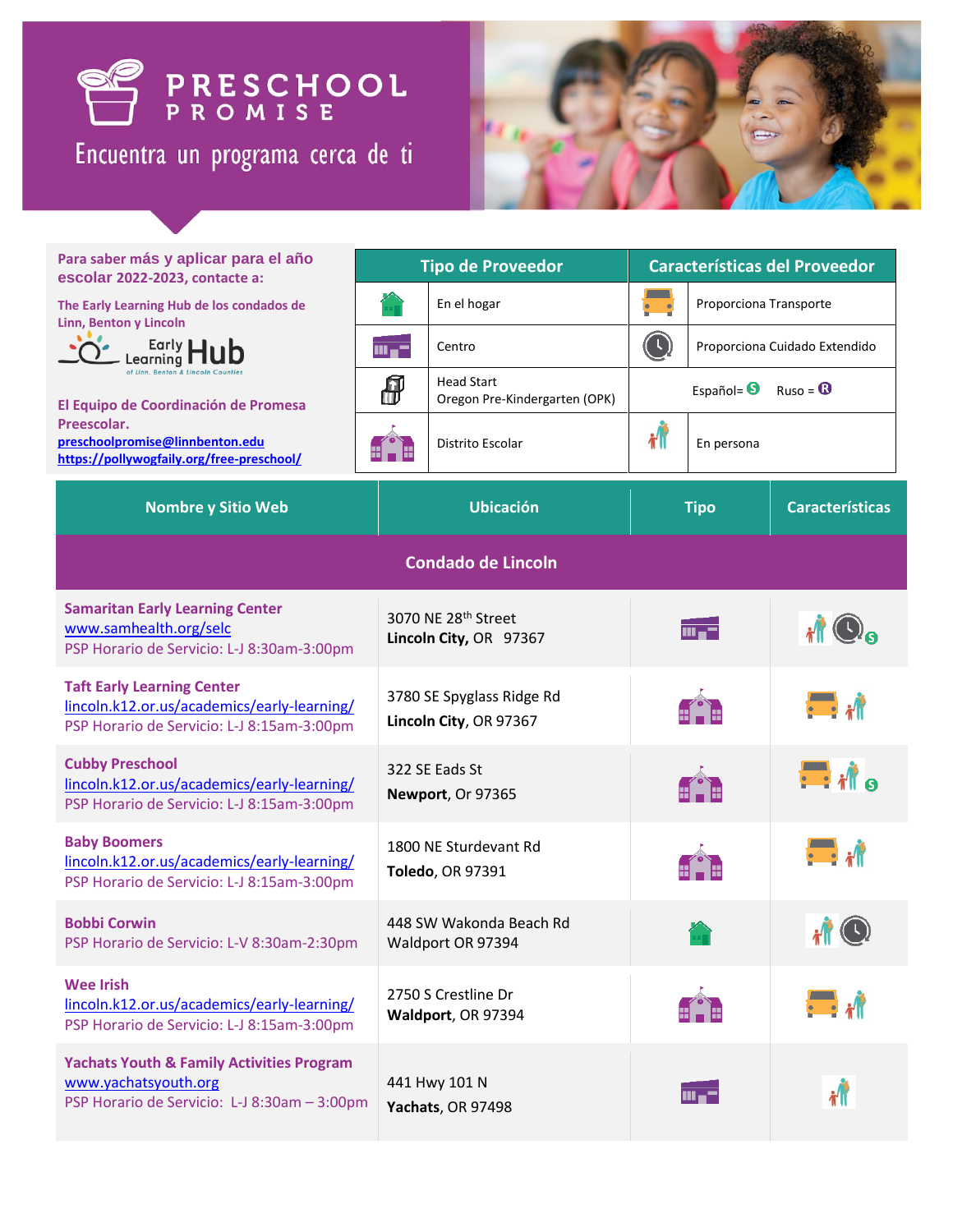# PRESCHOOL PROMISE

Encuentra un programa cerca de ti

**Para saber más y aplicar para el año escolar 2022-2023, contacte a:**

**The Early Learning Hub de los condados de Linn, Benton y Lincoln**

Early Learning Hub of Linn, Benton & Lincoln Counties

**El Equipo de Coordinación de Promesa Preescolar.**

preschoolpromise@linnbenton.edu

https://pollywogfaily.org/free-preschool/

| Tipo de Proveedor | | Características del Proveedor | |
|---|---|---|---|
| 🏠 | En el hogar | 🚌 | Proporciona Transporte |
| 🏢 | Centro | 🕒 | Proporciona Cuidado Extendido |
| 📦 | Head Start<br>Oregon Pre-Kindergarten (OPK) | Español= Ⓢ Ruso = Ⓡ | |
| 🏫 | Distrito Escolar | 👪 | En persona |

| Nombre y Sitio Web | Ubicación | Tipo | Características |
|---|---|---|---|
| **Condado de Lincoln** | | | |
| **Samaritan Early Learning Center**<br>www.samhealth.org/selc<br>PSP Horario de Servicio: L-J 8:30am-3:00pm | 3070 NE 28th Street<br>**Lincoln City**, OR 97367 | Centro | En persona, Cuidado Extendido, Español |
| **Taft Early Learning Center**<br>lincoln.k12.or.us/academics/early-learning/<br>PSP Horario de Servicio: L-J 8:15am-3:00pm | 3780 SE Spyglass Ridge Rd<br>**Lincoln City**, OR 97367 | Distrito Escolar | Transporte, En persona |
| **Cubby Preschool**<br>lincoln.k12.or.us/academics/early-learning/<br>PSP Horario de Servicio: L-J 8:15am-3:00pm | 322 SE Eads St<br>**Newport**, Or 97365 | Distrito Escolar | Transporte, En persona, Español |
| **Baby Boomers**<br>lincoln.k12.or.us/academics/early-learning/<br>PSP Horario de Servicio: L-J 8:15am-3:00pm | 1800 NE Sturdevant Rd<br>**Toledo**, OR 97391 | Distrito Escolar | Transporte, En persona |
| **Bobbi Corwin**<br>PSP Horario de Servicio: L-V 8:30am-2:30pm | 448 SW Wakonda Beach Rd<br>Waldport OR 97394 | En el hogar | En persona, Cuidado Extendido |
| **Wee Irish**<br>lincoln.k12.or.us/academics/early-learning/<br>PSP Horario de Servicio: L-J 8:15am-3:00pm | 2750 S Crestline Dr<br>**Waldport**, OR 97394 | Distrito Escolar | Transporte, En persona |
| **Yachats Youth & Family Activities Program**<br>www.yachatsyouth.org<br>PSP Horario de Servicio: L-J 8:30am – 3:00pm | 441 Hwy 101 N<br>**Yachats**, OR 97498 | Centro | En persona |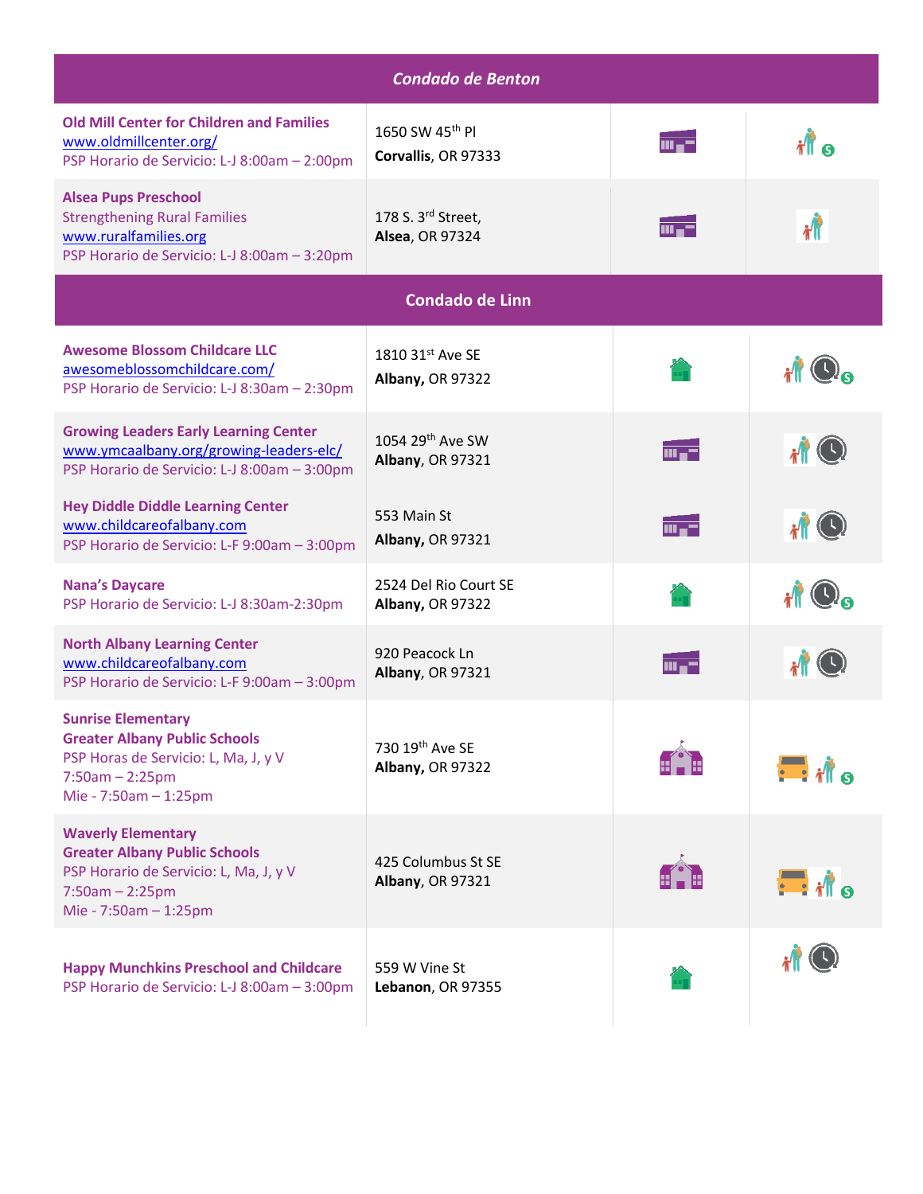| | | | |
|---|---|---|---|
| ***Condado de Benton*** | | | |
| **Old Mill Center for Children and Families**<br>www.oldmillcenter.org/<br>PSP Horario de Servicio: L-J 8:00am – 2:00pm | 1650 SW 45th Pl<br>**Corvallis**, OR 97333 | | |
| **Alsea Pups Preschool**<br>Strengthening Rural Families<br>www.ruralfamilies.org<br>PSP Horario de Servicio: L-J 8:00am – 3:20pm | 178 S. 3rd Street,<br>**Alsea**, OR 97324 | | |
| **Condado de Linn** | | | |
| **Awesome Blossom Childcare LLC**<br>awesomeblossomchildcare.com/<br>PSP Horario de Servicio: L-J 8:30am – 2:30pm | 1810 31st Ave SE<br>**Albany,** OR 97322 | | |
| **Growing Leaders Early Learning Center**<br>www.ymcaalbany.org/growing-leaders-elc/<br>PSP Horario de Servicio: L-J 8:00am – 3:00pm | 1054 29th Ave SW<br>**Albany**, OR 97321 | | |
| **Hey Diddle Diddle Learning Center**<br>www.childcareofalbany.com<br>PSP Horario de Servicio: L-F 9:00am – 3:00pm | 553 Main St<br>**Albany,** OR 97321 | | |
| **Nana's Daycare**<br>PSP Horario de Servicio: L-J 8:30am-2:30pm | 2524 Del Rio Court SE<br>**Albany,** OR 97322 | | |
| **North Albany Learning Center**<br>www.childcareofalbany.com<br>PSP Horario de Servicio: L-F 9:00am – 3:00pm | 920 Peacock Ln<br>**Albany**, OR 97321 | | |
| **Sunrise Elementary**<br>**Greater Albany Public Schools**<br>PSP Horas de Servicio: L, Ma, J, y V<br>7:50am – 2:25pm<br>Mie - 7:50am – 1:25pm | 730 19th Ave SE<br>**Albany**, OR 97322 | | |
| **Waverly Elementary**<br>**Greater Albany Public Schools**<br>PSP Horario de Servicio: L, Ma, J, y V<br>7:50am – 2:25pm<br>Mie - 7:50am – 1:25pm | 425 Columbus St SE<br>**Albany**, OR 97321 | | |
| **Happy Munchkins Preschool and Childcare**<br>PSP Horario de Servicio: L-J 8:00am – 3:00pm | 559 W Vine St<br>**Lebanon**, OR 97355 | | |